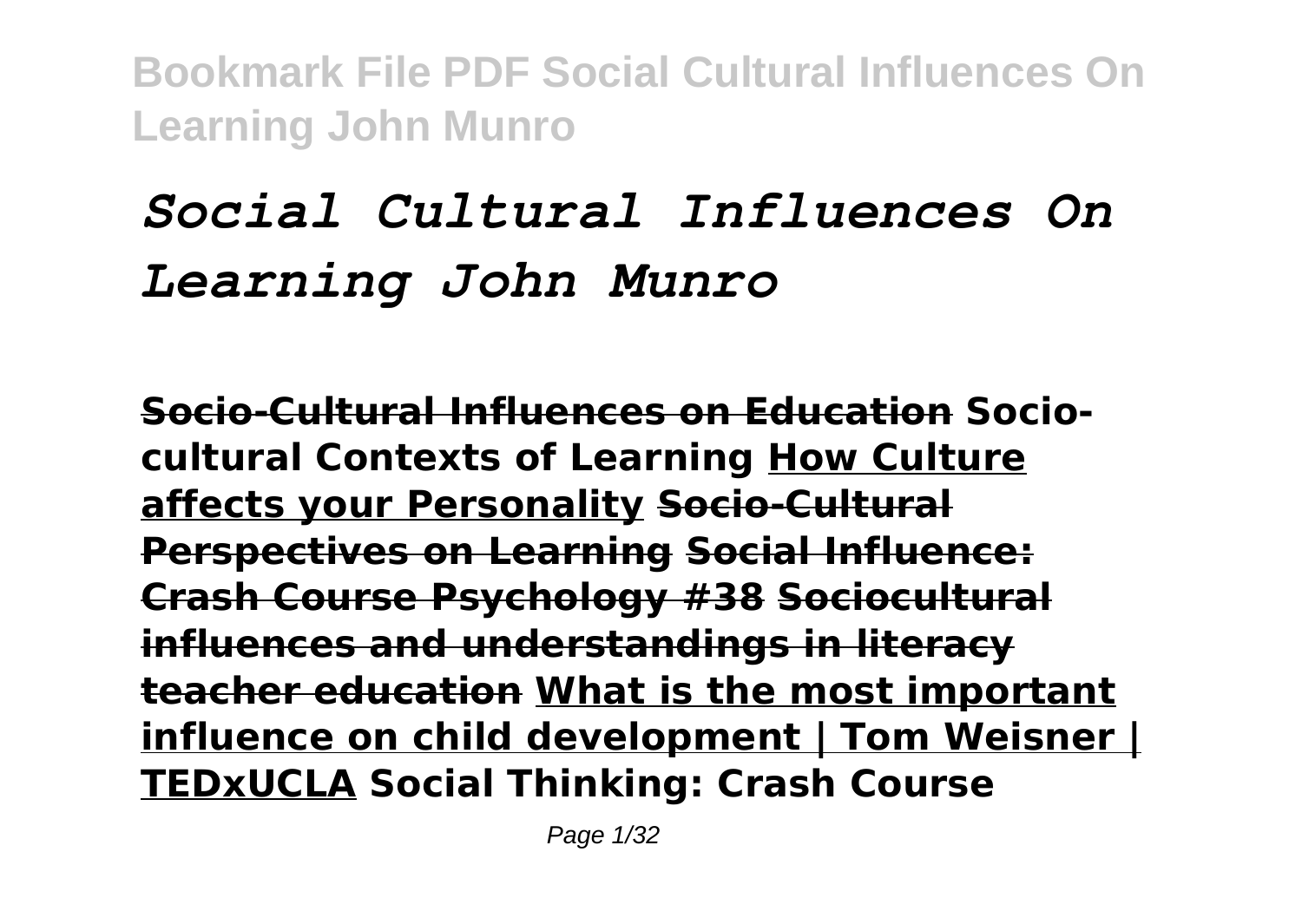# *Social Cultural Influences On Learning John Munro*

**Socio-Cultural Influences on Education Socio-cultural Contexts of Learning How Culture affects your Personality Socio-Cultural Perspectives on Learning Social Influence: Crash Course Psychology #38 Sociocultural influences and understandings in literacy teacher education What is the most important influence on child development | Tom Weisner | TEDxUCLA Social Thinking: Crash Course**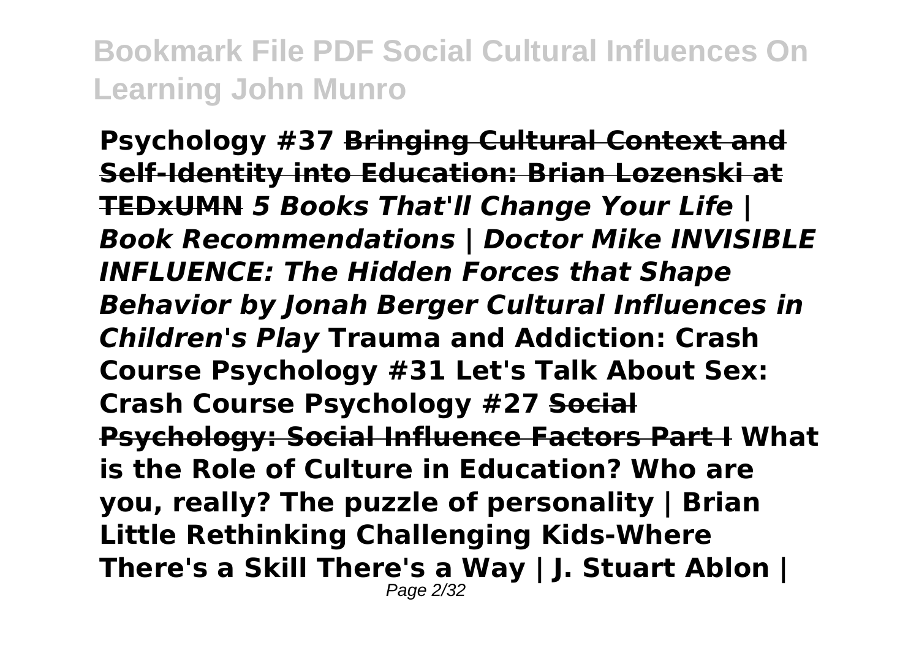**Psychology #37 ~~Bringing Cultural Context and Self-Identity into Education: Brian Lozenski at TEDxUMN~~ *5 Books That'll Change Your Life | Book Recommendations | Doctor Mike INVISIBLE INFLUENCE: The Hidden Forces that Shape Behavior by Jonah Berger Cultural Influences in Children's Play* Trauma and Addiction: Crash Course Psychology #31 Let's Talk About Sex: Crash Course Psychology #27 ~~Social Psychology: Social Influence Factors Part I~~ What is the Role of Culture in Education? Who are you, really? The puzzle of personality | Brian Little Rethinking Challenging Kids-Where There's a Skill There's a Way | J. Stuart Ablon |**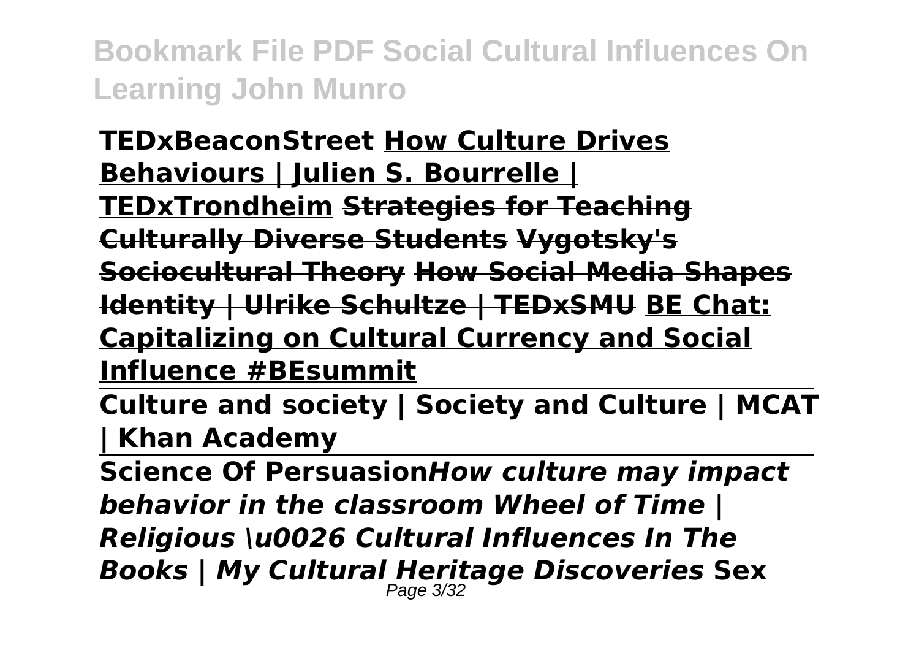**TEDxBeaconStreet How Culture Drives Behaviours | Julien S. Bourrelle | TEDxTrondheim Strategies for Teaching Culturally Diverse Students Vygotsky's Sociocultural Theory How Social Media Shapes Identity | Ulrike Schultze | TEDxSMU BE Chat: Capitalizing on Cultural Currency and Social Influence #BEsummit**

**Culture and society | Society and Culture | MCAT | Khan Academy**

**Science Of Persuasion*How culture may impact behavior in the classroom Wheel of Time | Religious \u0026 Cultural Influences In The Books | My Cultural Heritage Discoveries* Sex**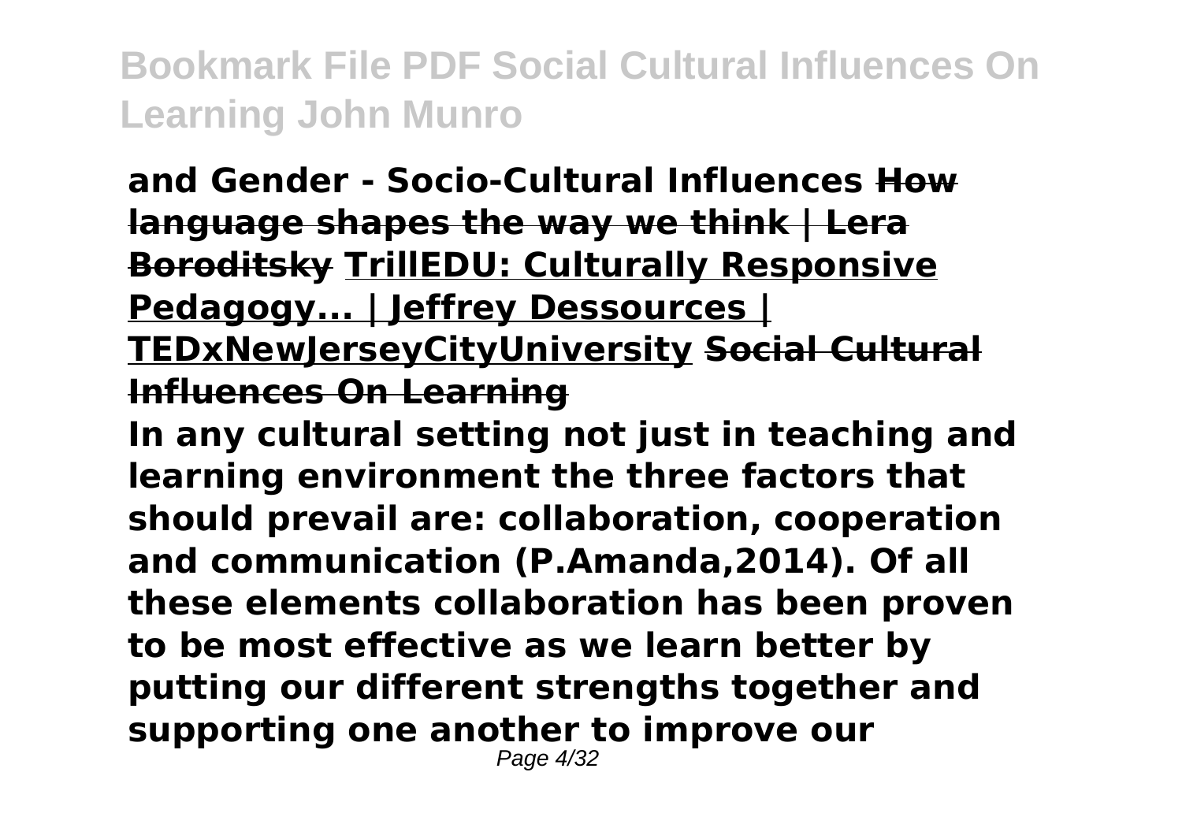**and Gender - Socio-Cultural Influences** ~~**How language shapes the way we think | Lera Boroditsky**~~ **TrillEDU: Culturally Responsive Pedagogy... | Jeffrey Dessources | TEDxNewJerseyCityUniversity** ~~**Social Cultural Influences On Learning**~~

**In any cultural setting not just in teaching and learning environment the three factors that should prevail are: collaboration, cooperation and communication (P.Amanda,2014). Of all these elements collaboration has been proven to be most effective as we learn better by putting our different strengths together and supporting one another to improve our**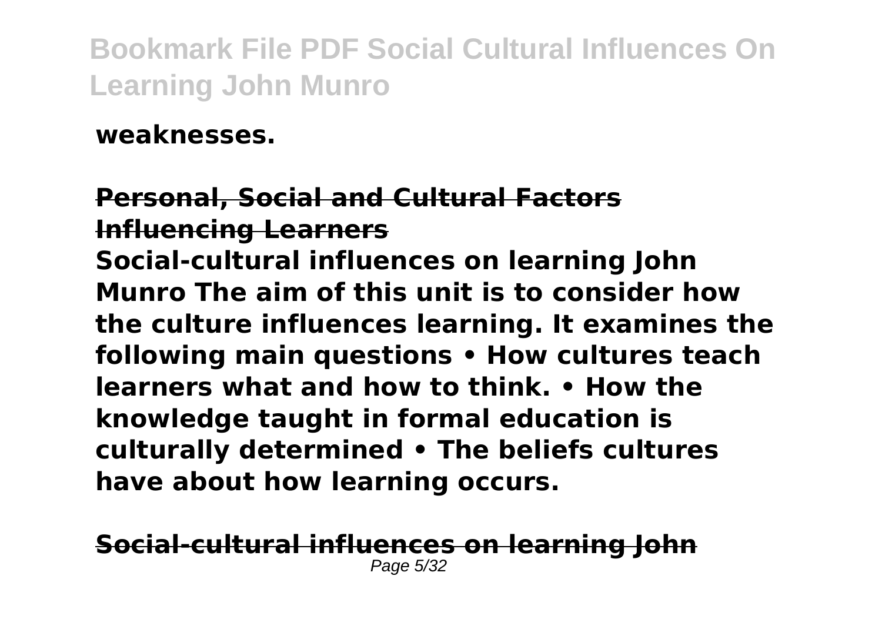**weaknesses.**

**Personal, Social and Cultural Factors Influencing Learners**

**Social-cultural influences on learning John Munro The aim of this unit is to consider how the culture influences learning. It examines the following main questions • How cultures teach learners what and how to think. • How the knowledge taught in formal education is culturally determined • The beliefs cultures have about how learning occurs.**

**Social-cultural influences on learning John**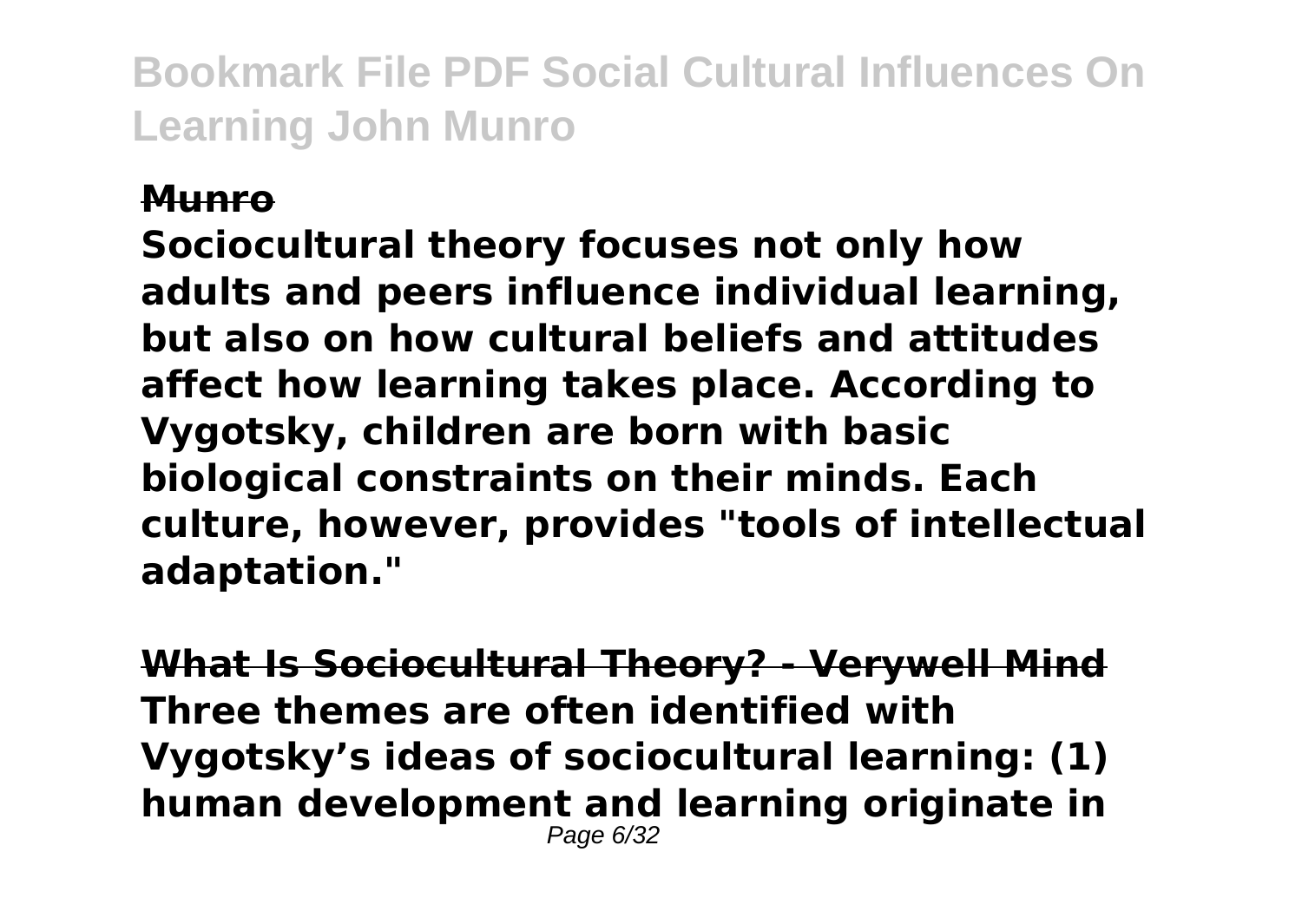**Munro**

**Sociocultural theory focuses not only how adults and peers influence individual learning, but also on how cultural beliefs and attitudes affect how learning takes place. According to Vygotsky, children are born with basic biological constraints on their minds. Each culture, however, provides "tools of intellectual adaptation."**

**What Is Sociocultural Theory? - Verywell Mind**

**Three themes are often identified with Vygotsky's ideas of sociocultural learning: (1) human development and learning originate in**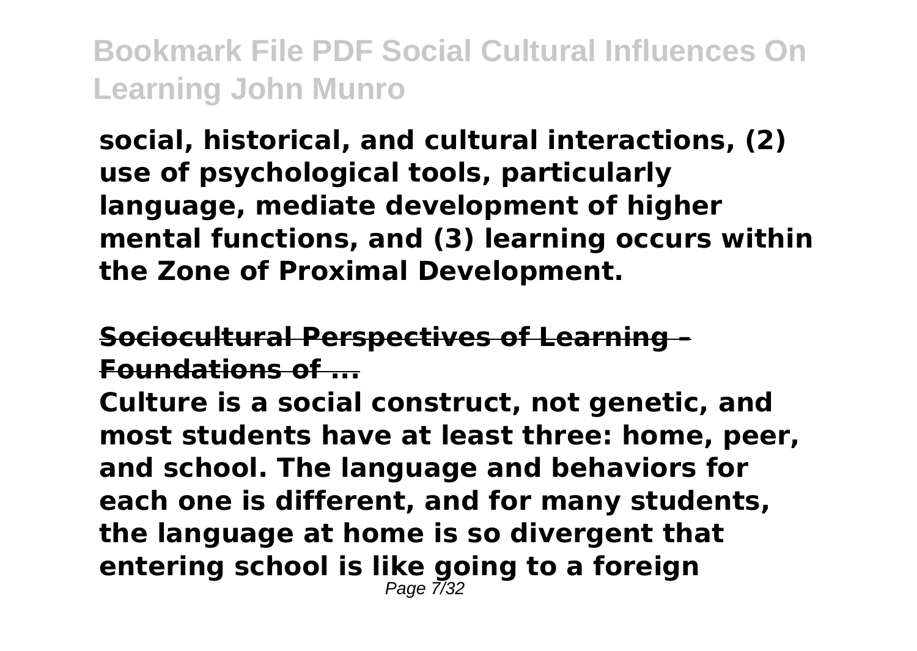**social, historical, and cultural interactions, (2) use of psychological tools, particularly language, mediate development of higher mental functions, and (3) learning occurs within the Zone of Proximal Development.**

**Sociocultural Perspectives of Learning – Foundations of ...**

**Culture is a social construct, not genetic, and most students have at least three: home, peer, and school. The language and behaviors for each one is different, and for many students, the language at home is so divergent that entering school is like going to a foreign**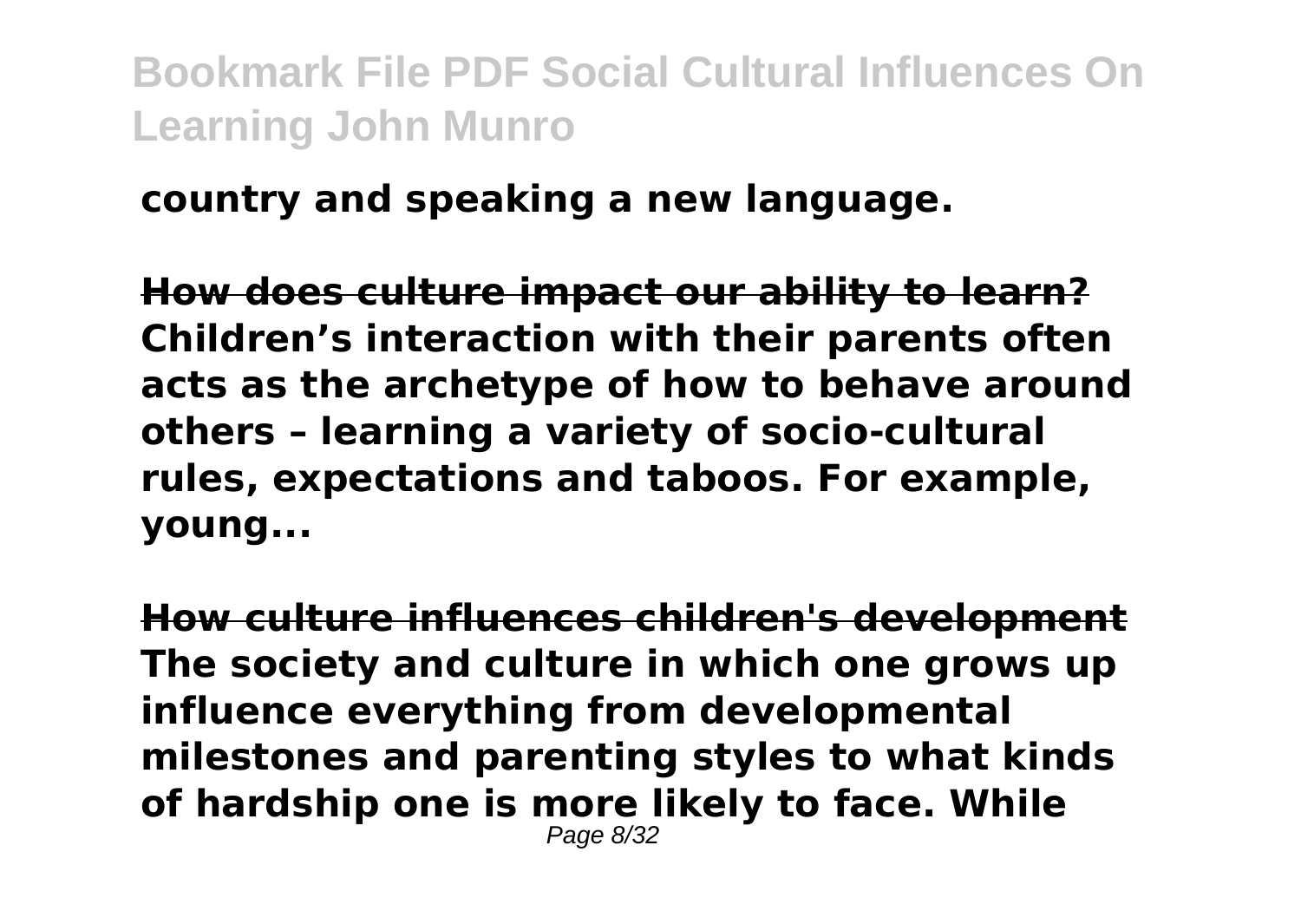**country and speaking a new language.**

**How does culture impact our ability to learn?**
**Children's interaction with their parents often acts as the archetype of how to behave around others – learning a variety of socio-cultural rules, expectations and taboos. For example, young...**

**How culture influences children's development**
**The society and culture in which one grows up influence everything from developmental milestones and parenting styles to what kinds of hardship one is more likely to face. While**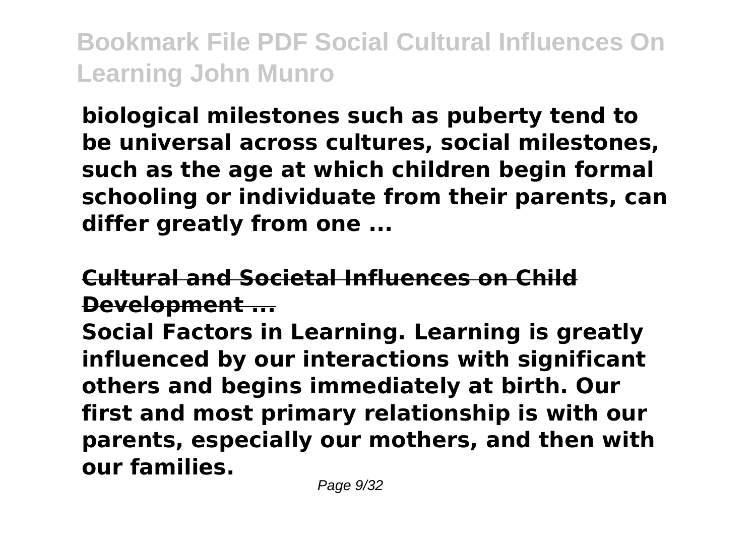**biological milestones such as puberty tend to be universal across cultures, social milestones, such as the age at which children begin formal schooling or individuate from their parents, can differ greatly from one ...**

## Cultural and Societal Influences on Child Development ...

**Social Factors in Learning. Learning is greatly influenced by our interactions with significant others and begins immediately at birth. Our first and most primary relationship is with our parents, especially our mothers, and then with our families.**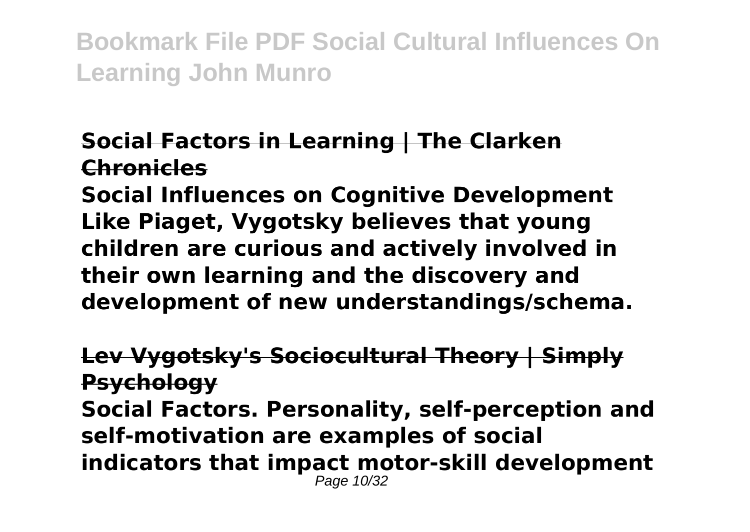### Social Factors in Learning | The Clarken Chronicles

**Social Influences on Cognitive Development Like Piaget, Vygotsky believes that young children are curious and actively involved in their own learning and the discovery and development of new understandings/schema.**

### Lev Vygotsky's Sociocultural Theory | Simply Psychology

**Social Factors. Personality, self-perception and self-motivation are examples of social indicators that impact motor-skill development**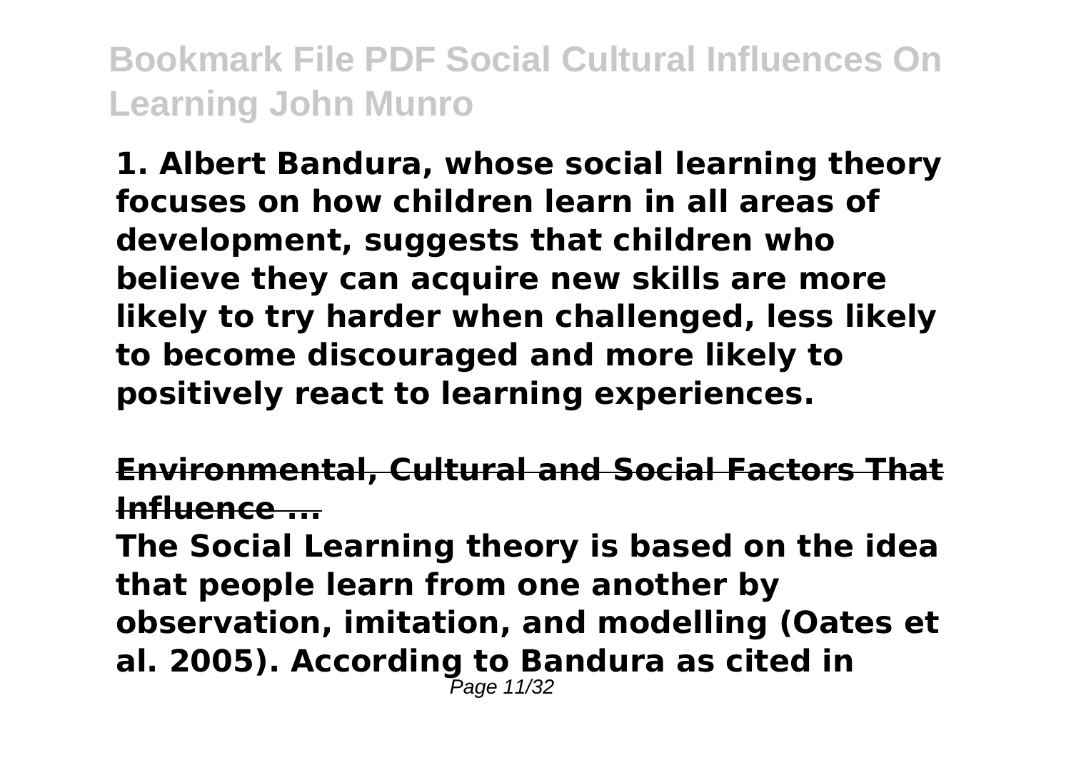**1. Albert Bandura, whose social learning theory focuses on how children learn in all areas of development, suggests that children who believe they can acquire new skills are more likely to try harder when challenged, less likely to become discouraged and more likely to positively react to learning experiences.**

## Environmental, Cultural and Social Factors That Influence ...

**The Social Learning theory is based on the idea that people learn from one another by observation, imitation, and modelling (Oates et al. 2005). According to Bandura as cited in**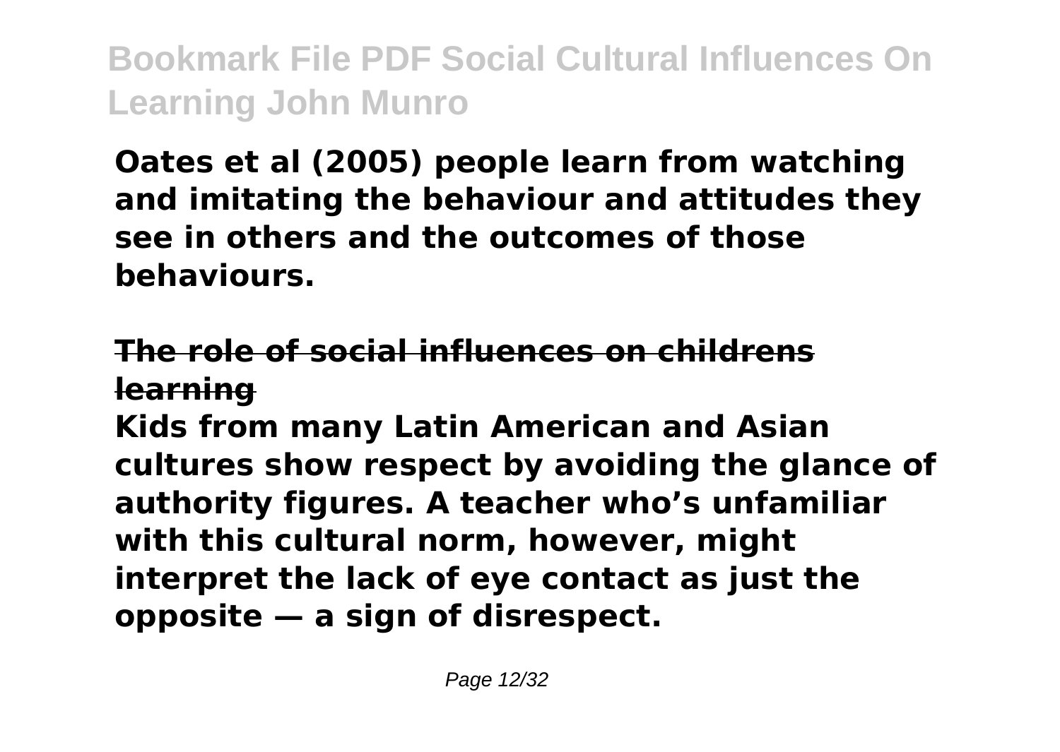**Oates et al (2005) people learn from watching and imitating the behaviour and attitudes they see in others and the outcomes of those behaviours.**

## The role of social influences on childrens learning

**Kids from many Latin American and Asian cultures show respect by avoiding the glance of authority figures. A teacher who's unfamiliar with this cultural norm, however, might interpret the lack of eye contact as just the opposite — a sign of disrespect.**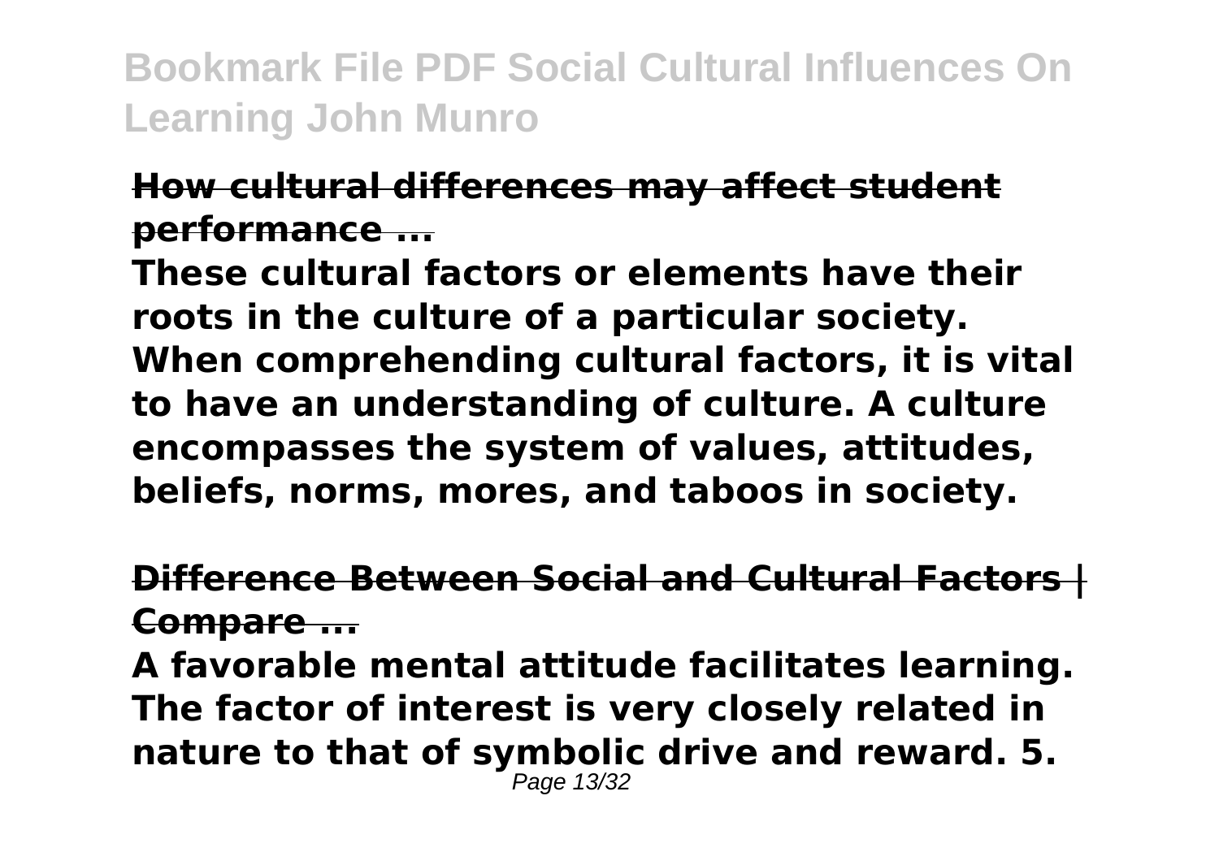**How cultural differences may affect student performance ...**

**These cultural factors or elements have their roots in the culture of a particular society. When comprehending cultural factors, it is vital to have an understanding of culture. A culture encompasses the system of values, attitudes, beliefs, norms, mores, and taboos in society.**

**Difference Between Social and Cultural Factors | Compare ...**

**A favorable mental attitude facilitates learning. The factor of interest is very closely related in nature to that of symbolic drive and reward. 5.**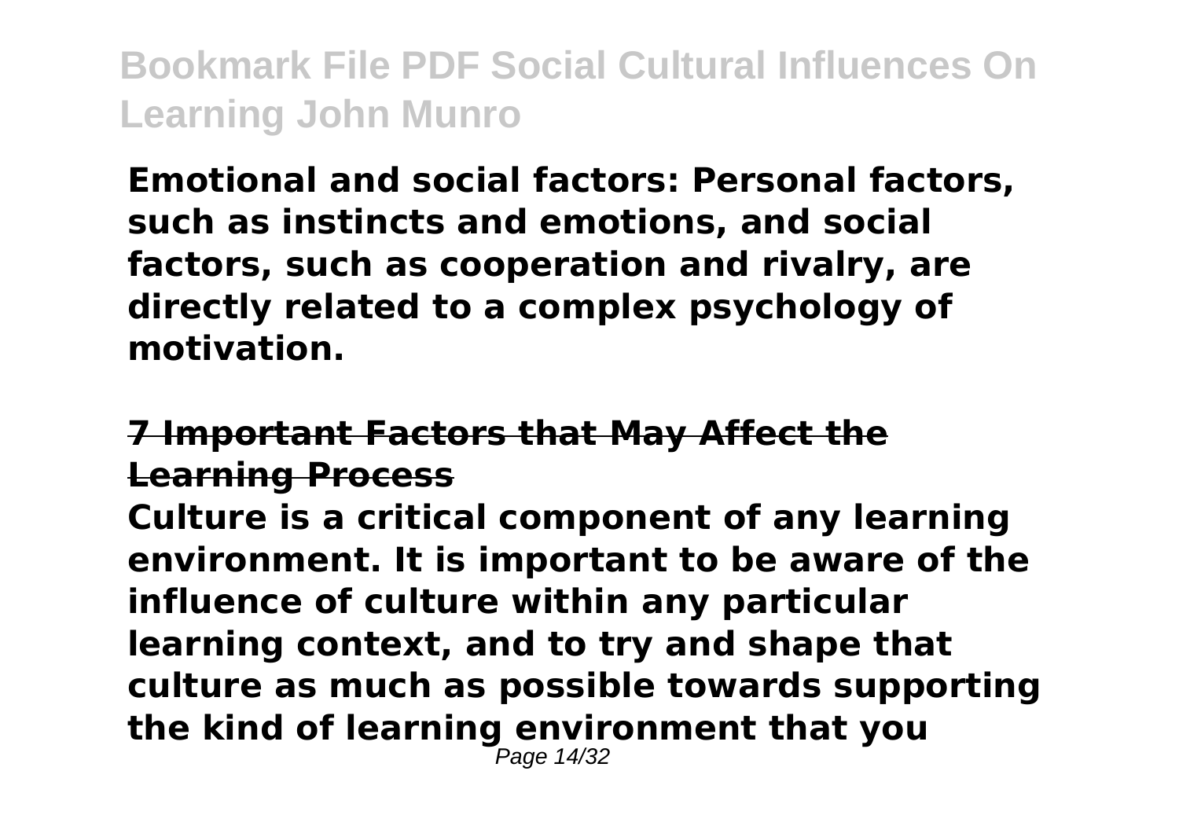**Emotional and social factors: Personal factors, such as instincts and emotions, and social factors, such as cooperation and rivalry, are directly related to a complex psychology of motivation.**

## 7 Important Factors that May Affect the Learning Process

**Culture is a critical component of any learning environment. It is important to be aware of the influence of culture within any particular learning context, and to try and shape that culture as much as possible towards supporting the kind of learning environment that you**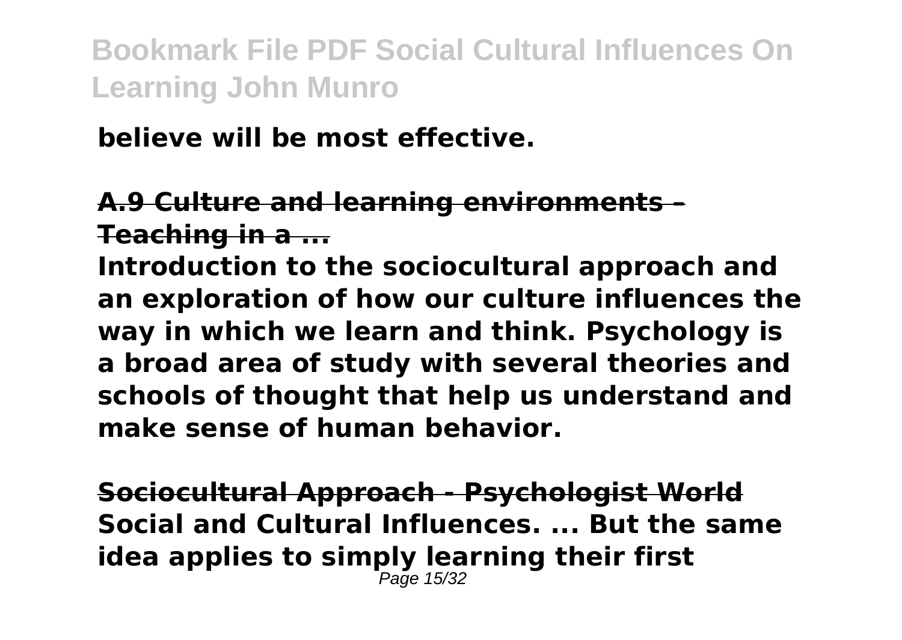**believe will be most effective.**

**A.9 Culture and learning environments – Teaching in a ...**

**Introduction to the sociocultural approach and an exploration of how our culture influences the way in which we learn and think. Psychology is a broad area of study with several theories and schools of thought that help us understand and make sense of human behavior.**

**Sociocultural Approach - Psychologist World**

**Social and Cultural Influences. ... But the same idea applies to simply learning their first**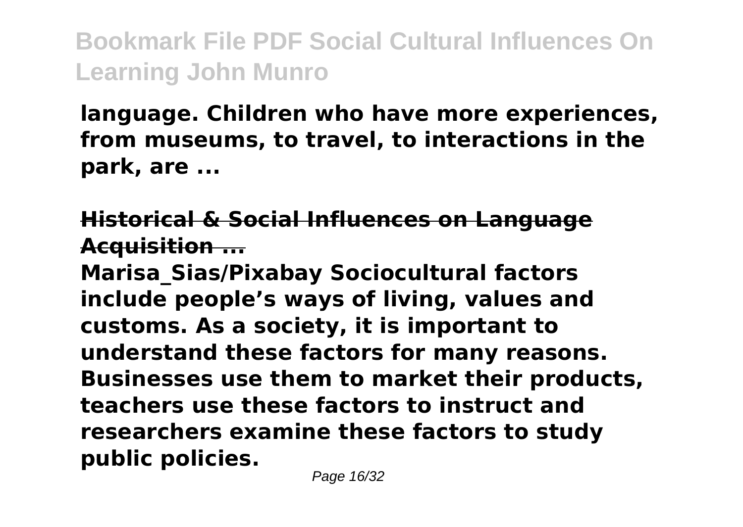**language. Children who have more experiences, from museums, to travel, to interactions in the park, are ...**

## Historical & Social Influences on Language Acquisition ...

**Marisa_Sias/Pixabay Sociocultural factors include people's ways of living, values and customs. As a society, it is important to understand these factors for many reasons. Businesses use them to market their products, teachers use these factors to instruct and researchers examine these factors to study public policies.**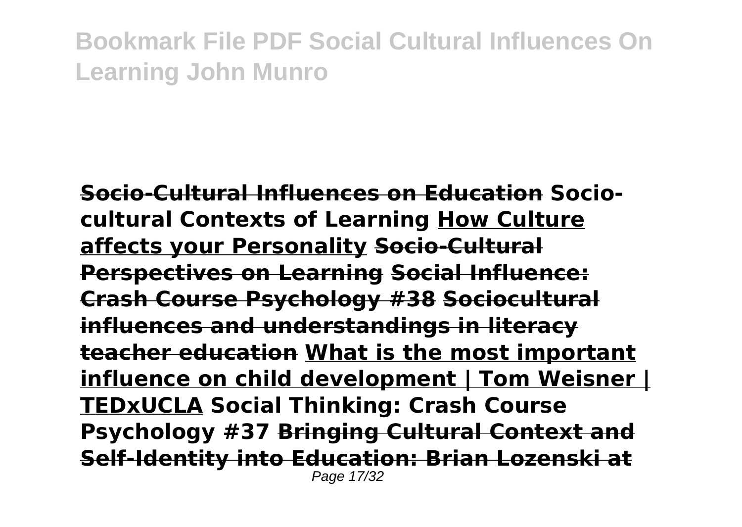**Socio-Cultural Influences on Education Socio-cultural Contexts of Learning How Culture affects your Personality Socio-Cultural Perspectives on Learning Social Influence: Crash Course Psychology #38 Sociocultural influences and understandings in literacy teacher education What is the most important influence on child development | Tom Weisner | TEDxUCLA Social Thinking: Crash Course Psychology #37 Bringing Cultural Context and Self-Identity into Education: Brian Lozenski at**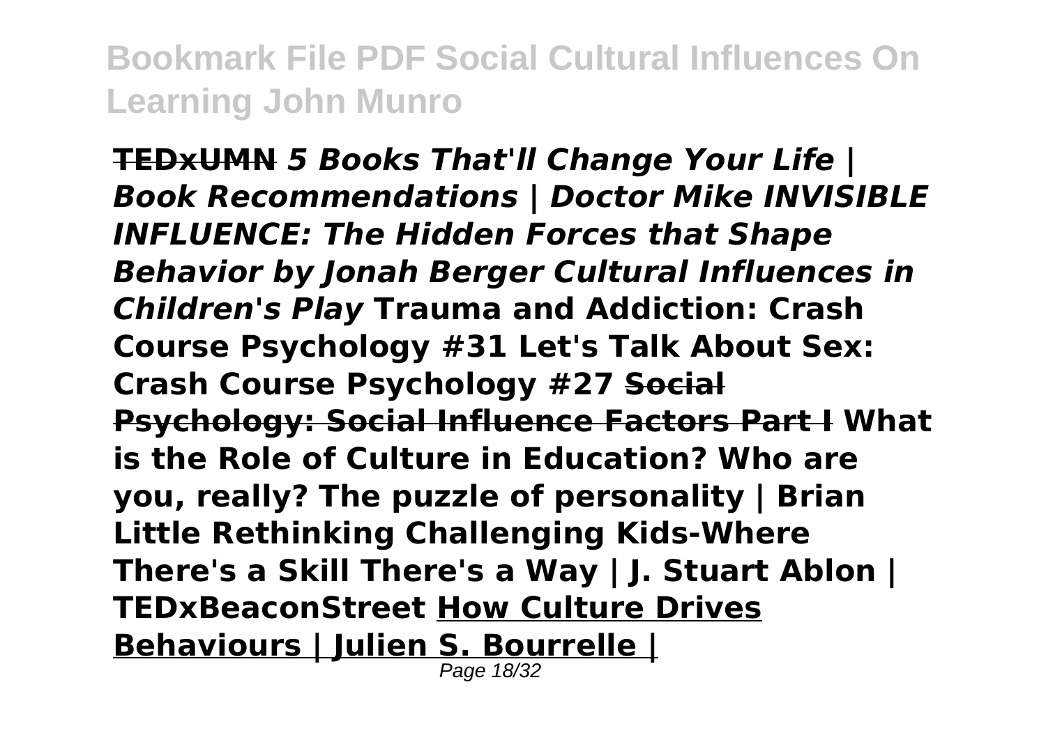**TEDxUMN** ***5 Books That'll Change Your Life | Book Recommendations | Doctor Mike INVISIBLE INFLUENCE: The Hidden Forces that Shape Behavior by Jonah Berger Cultural Influences in Children's Play*** **Trauma and Addiction: Crash Course Psychology #31 Let's Talk About Sex: Crash Course Psychology #27** **Social Psychology: Social Influence Factors Part I** **What is the Role of Culture in Education? Who are you, really? The puzzle of personality | Brian Little Rethinking Challenging Kids-Where There's a Skill There's a Way | J. Stuart Ablon | TEDxBeaconStreet** **How Culture Drives Behaviours | Julien S. Bourrelle |**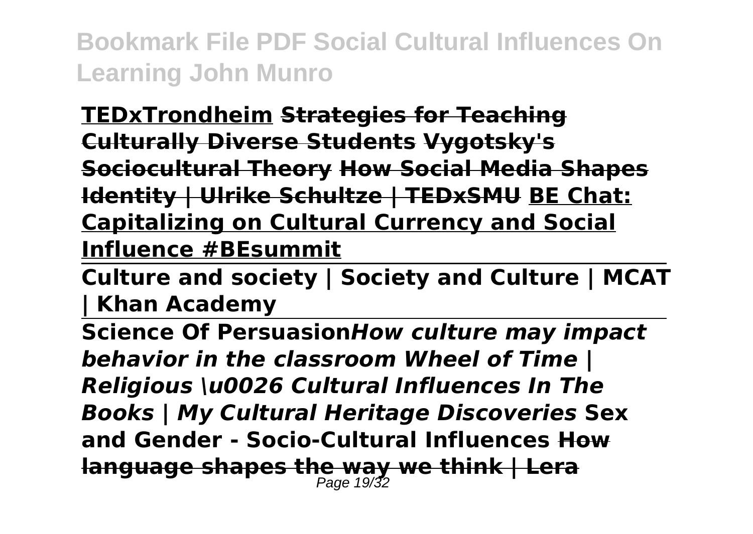**TEDxTrondheim Strategies for Teaching Culturally Diverse Students Vygotsky's Sociocultural Theory How Social Media Shapes Identity | Ulrike Schultze | TEDxSMU BE Chat: Capitalizing on Cultural Currency and Social Influence #BEsummit**

**Culture and society | Society and Culture | MCAT | Khan Academy**

**Science Of Persuasion*How culture may impact behavior in the classroom Wheel of Time | Religious \u0026 Cultural Influences In The Books | My Cultural Heritage Discoveries* Sex and Gender - Socio-Cultural Influences How language shapes the way we think | Lera**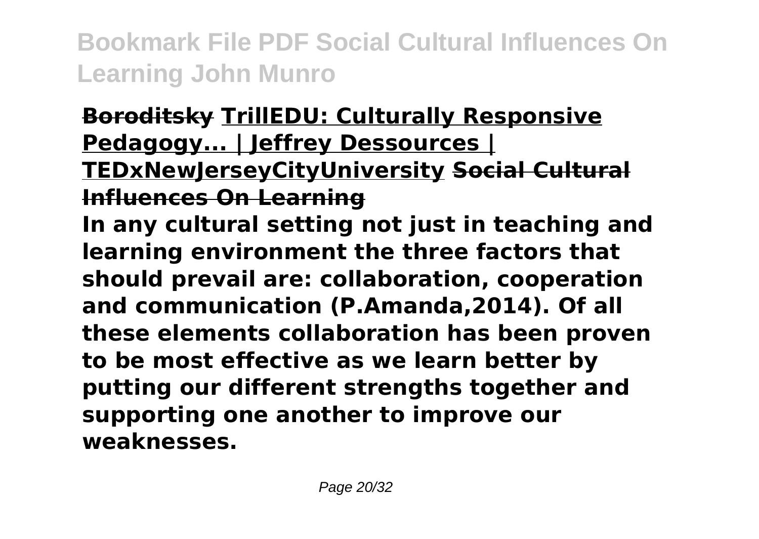**Boroditsky** **TrillEDU: Culturally Responsive Pedagogy... | Jeffrey Dessources | TEDxNewJerseyCityUniversity** **Social Cultural Influences On Learning**

**In any cultural setting not just in teaching and learning environment the three factors that should prevail are: collaboration, cooperation and communication (P.Amanda,2014). Of all these elements collaboration has been proven to be most effective as we learn better by putting our different strengths together and supporting one another to improve our weaknesses.**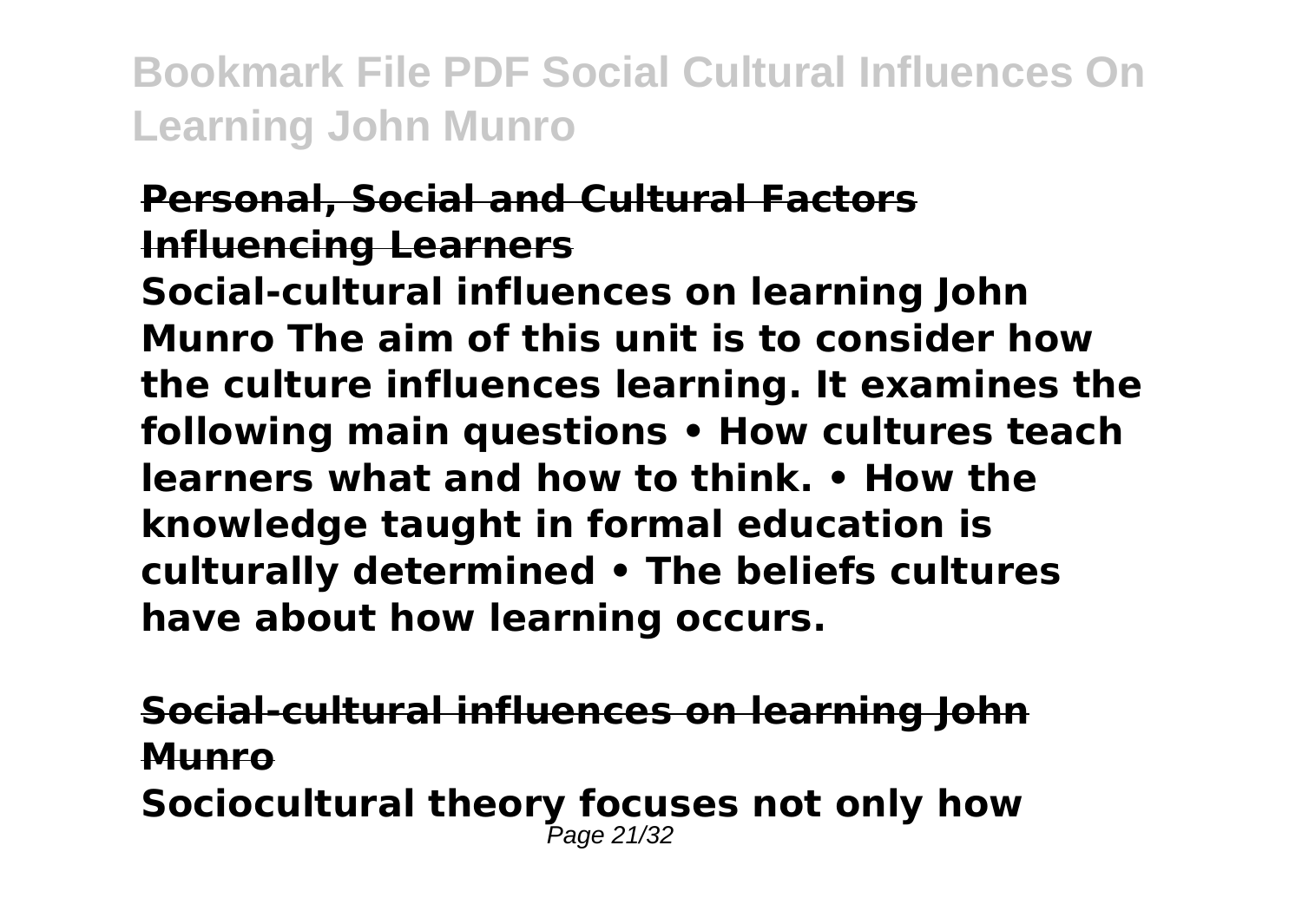**Personal, Social and Cultural Factors Influencing Learners**

**Social-cultural influences on learning John Munro The aim of this unit is to consider how the culture influences learning. It examines the following main questions • How cultures teach learners what and how to think. • How the knowledge taught in formal education is culturally determined • The beliefs cultures have about how learning occurs.**

**Social-cultural influences on learning John Munro**

**Sociocultural theory focuses not only how**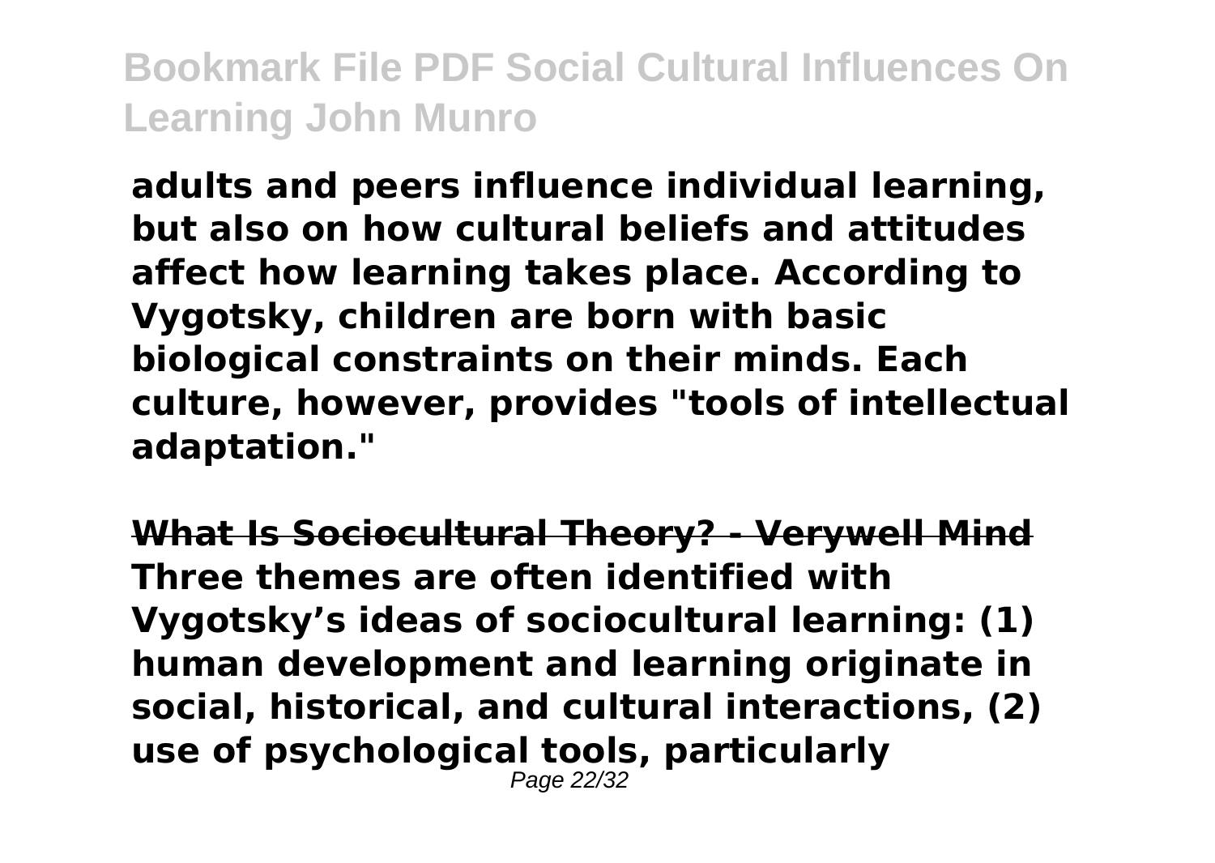**adults and peers influence individual learning, but also on how cultural beliefs and attitudes affect how learning takes place. According to Vygotsky, children are born with basic biological constraints on their minds. Each culture, however, provides "tools of intellectual adaptation."**

**What Is Sociocultural Theory? - Verywell Mind**

**Three themes are often identified with Vygotsky's ideas of sociocultural learning: (1) human development and learning originate in social, historical, and cultural interactions, (2) use of psychological tools, particularly**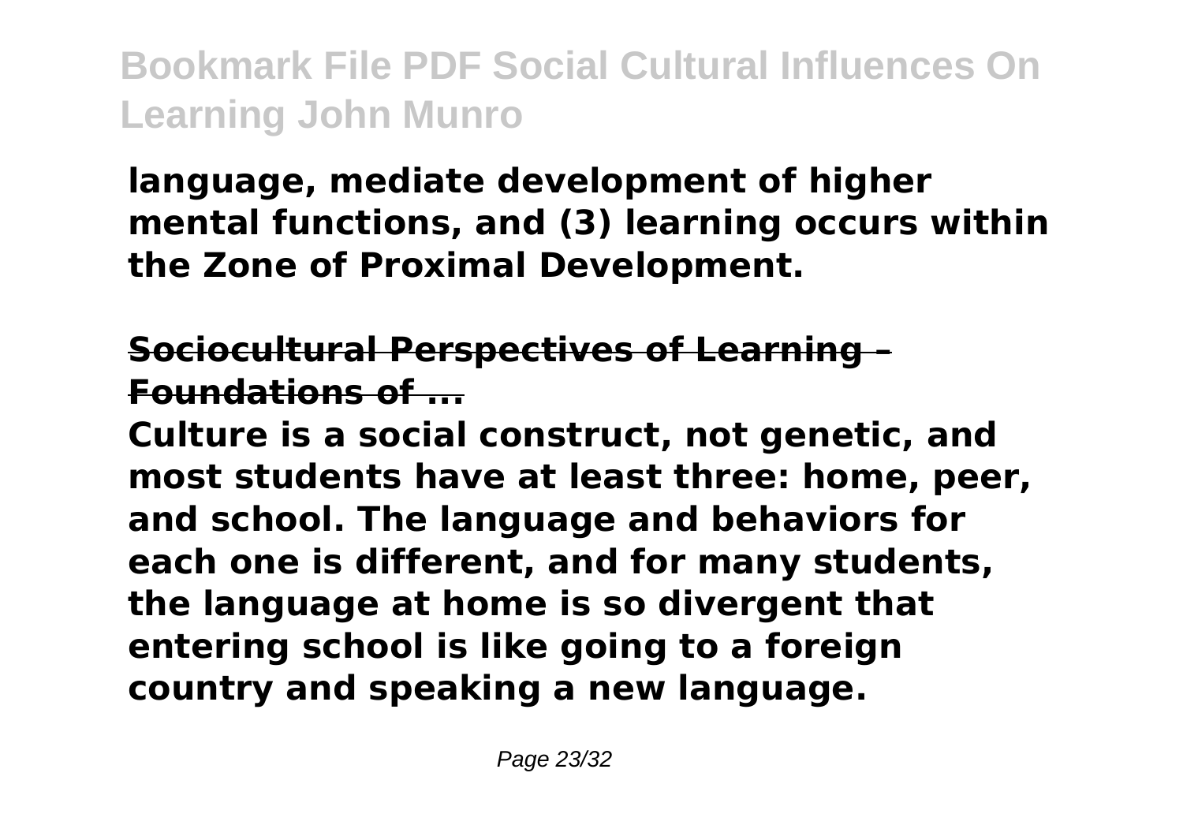**language, mediate development of higher mental functions, and (3) learning occurs within the Zone of Proximal Development.**

**Sociocultural Perspectives of Learning – Foundations of ...**

**Culture is a social construct, not genetic, and most students have at least three: home, peer, and school. The language and behaviors for each one is different, and for many students, the language at home is so divergent that entering school is like going to a foreign country and speaking a new language.**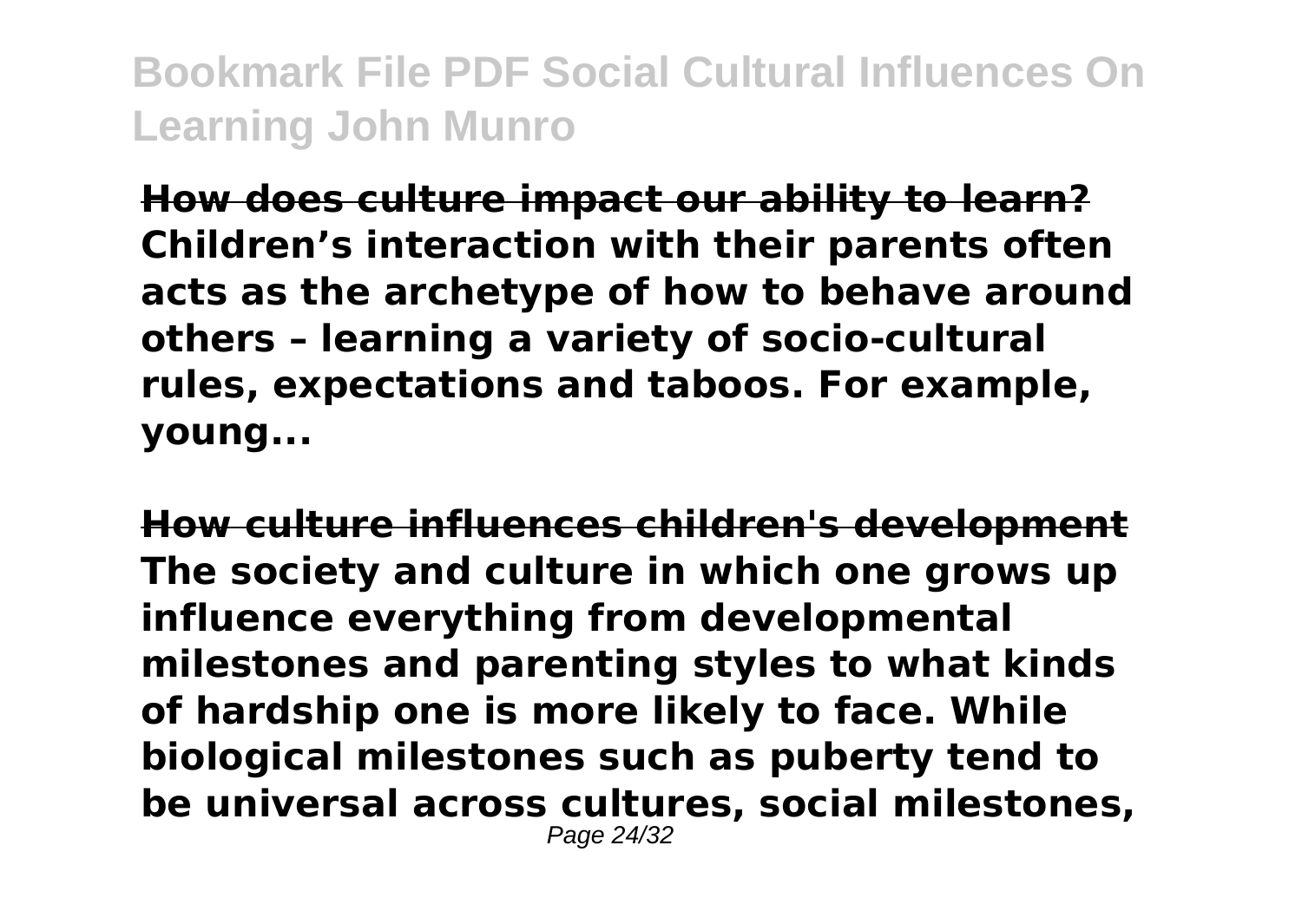**How does culture impact our ability to learn?**
**Children's interaction with their parents often acts as the archetype of how to behave around others – learning a variety of socio-cultural rules, expectations and taboos. For example, young...**

**How culture influences children's development**
**The society and culture in which one grows up influence everything from developmental milestones and parenting styles to what kinds of hardship one is more likely to face. While biological milestones such as puberty tend to be universal across cultures, social milestones,**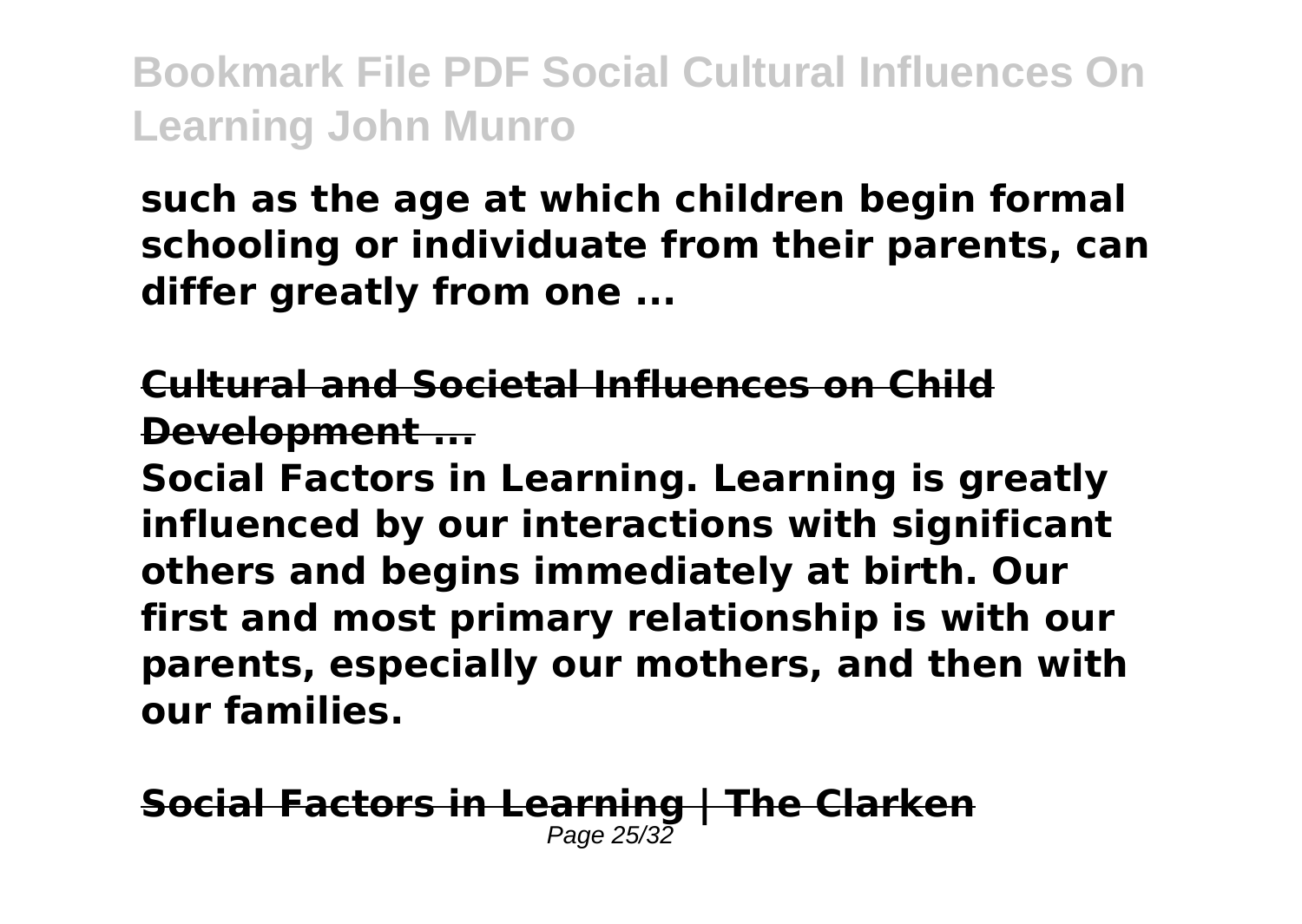**such as the age at which children begin formal schooling or individuate from their parents, can differ greatly from one ...**

**Cultural and Societal Influences on Child Development ...**

**Social Factors in Learning. Learning is greatly influenced by our interactions with significant others and begins immediately at birth. Our first and most primary relationship is with our parents, especially our mothers, and then with our families.**

**Social Factors in Learning | The Clarken**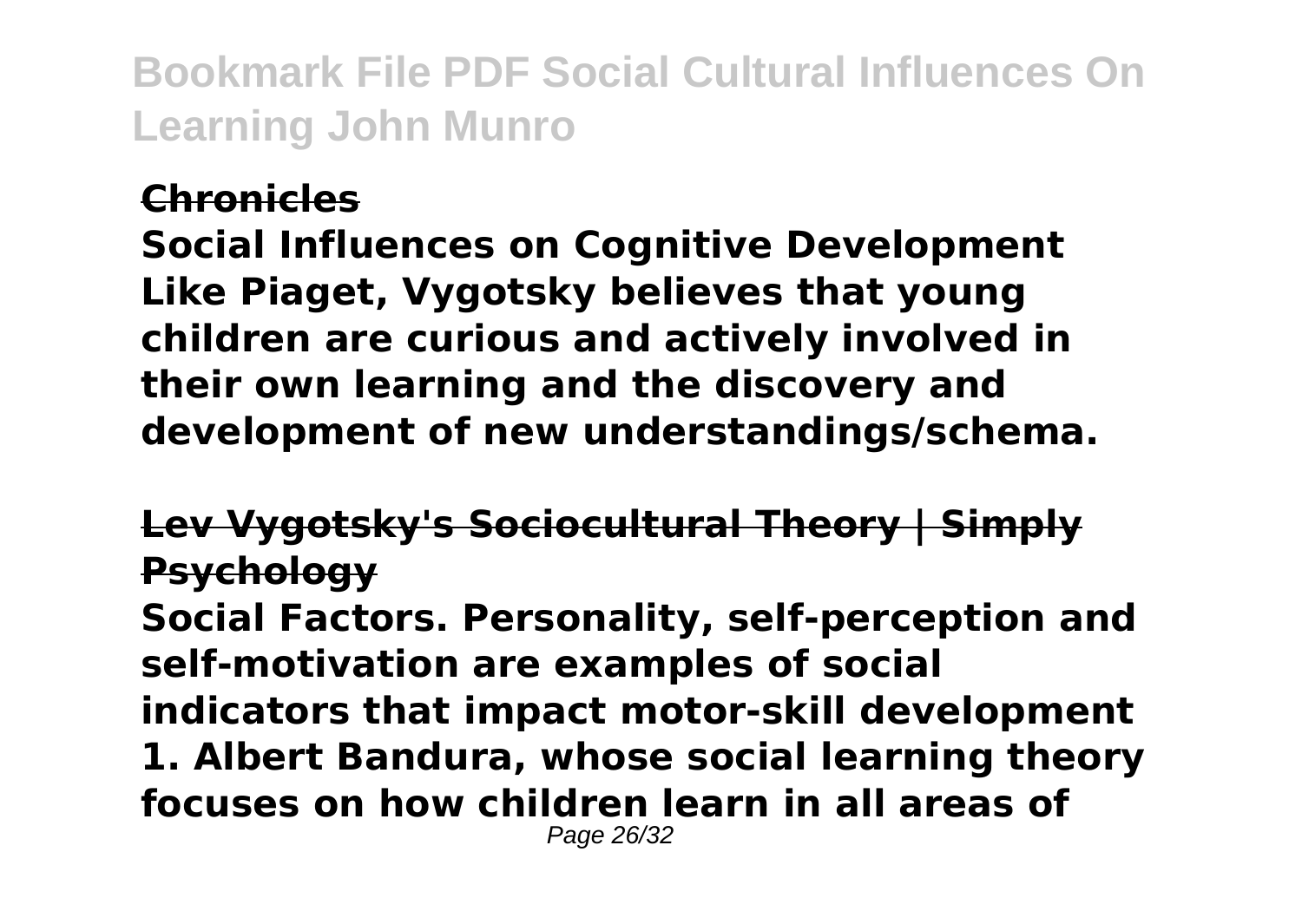**Chronicles**

**Social Influences on Cognitive Development Like Piaget, Vygotsky believes that young children are curious and actively involved in their own learning and the discovery and development of new understandings/schema.**

**Lev Vygotsky's Sociocultural Theory | Simply Psychology**

**Social Factors. Personality, self-perception and self-motivation are examples of social indicators that impact motor-skill development 1. Albert Bandura, whose social learning theory focuses on how children learn in all areas of**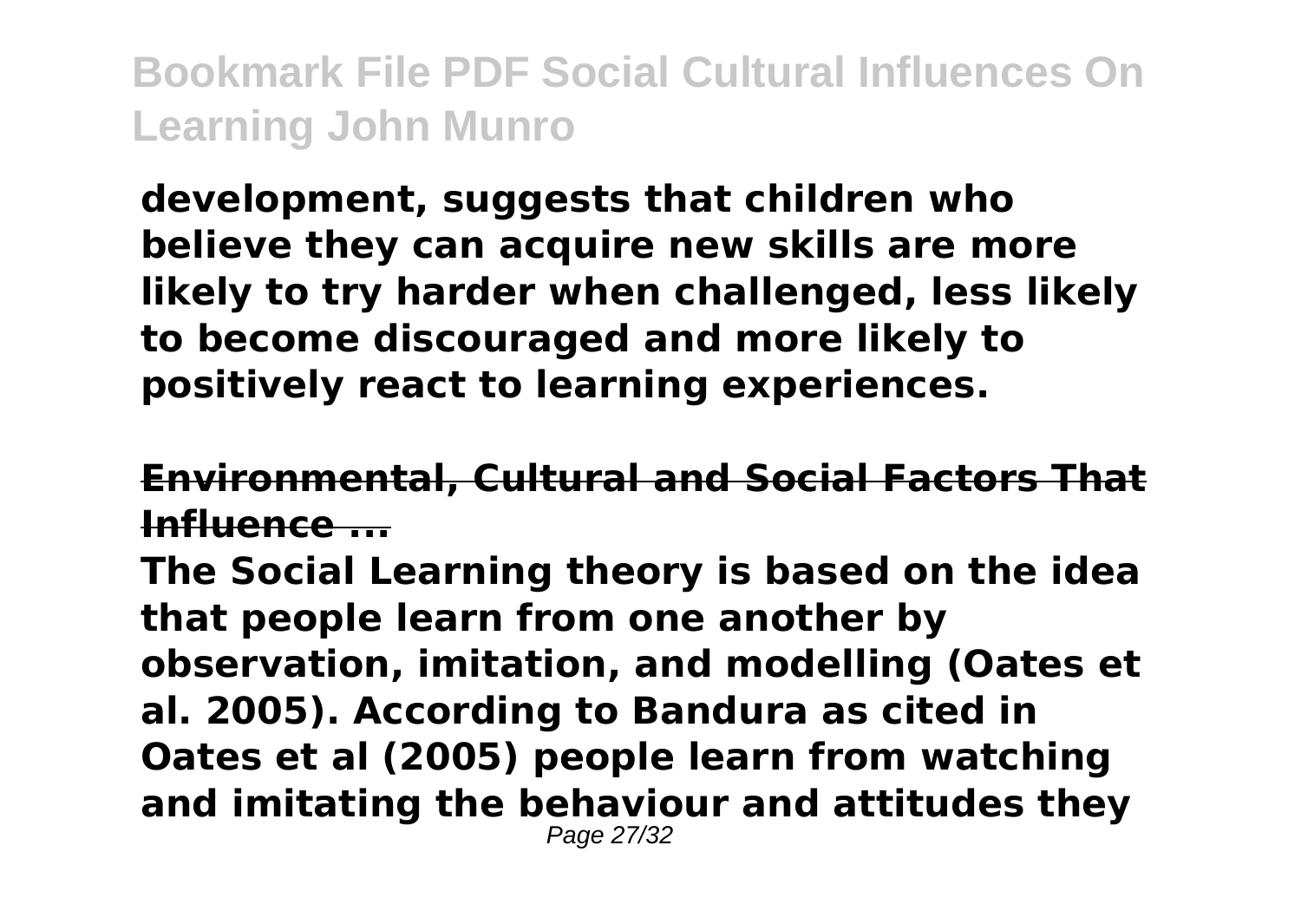**development, suggests that children who believe they can acquire new skills are more likely to try harder when challenged, less likely to become discouraged and more likely to positively react to learning experiences.**

**Environmental, Cultural and Social Factors That Influence ...**

**The Social Learning theory is based on the idea that people learn from one another by observation, imitation, and modelling (Oates et al. 2005). According to Bandura as cited in Oates et al (2005) people learn from watching and imitating the behaviour and attitudes they**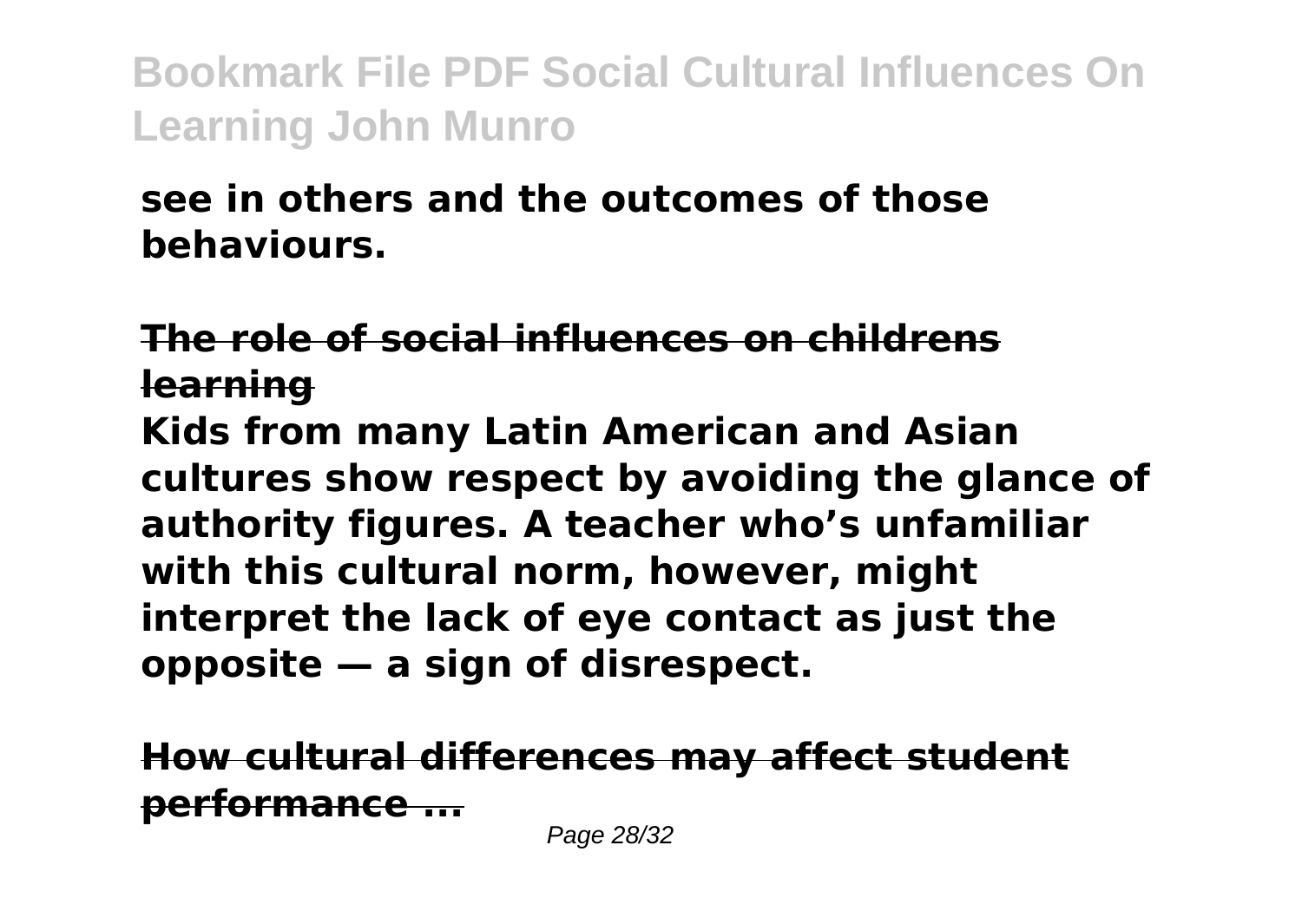**see in others and the outcomes of those behaviours.**

**The role of social influences on childrens learning**

**Kids from many Latin American and Asian cultures show respect by avoiding the glance of authority figures. A teacher who's unfamiliar with this cultural norm, however, might interpret the lack of eye contact as just the opposite — a sign of disrespect.**

**How cultural differences may affect student performance ...**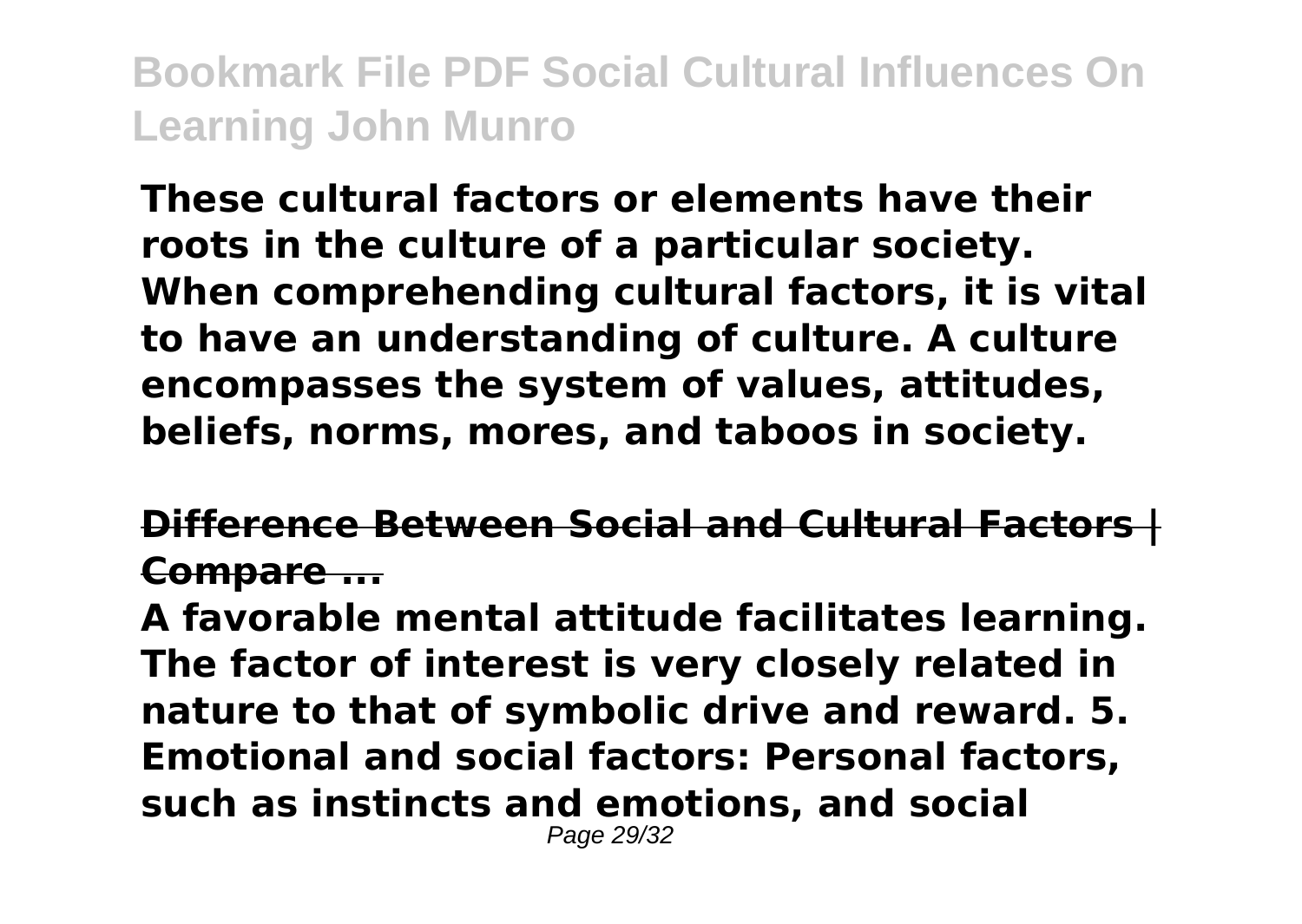**These cultural factors or elements have their roots in the culture of a particular society. When comprehending cultural factors, it is vital to have an understanding of culture. A culture encompasses the system of values, attitudes, beliefs, norms, mores, and taboos in society.**

## Difference Between Social and Cultural Factors | Compare ...

**A favorable mental attitude facilitates learning. The factor of interest is very closely related in nature to that of symbolic drive and reward. 5. Emotional and social factors: Personal factors, such as instincts and emotions, and social**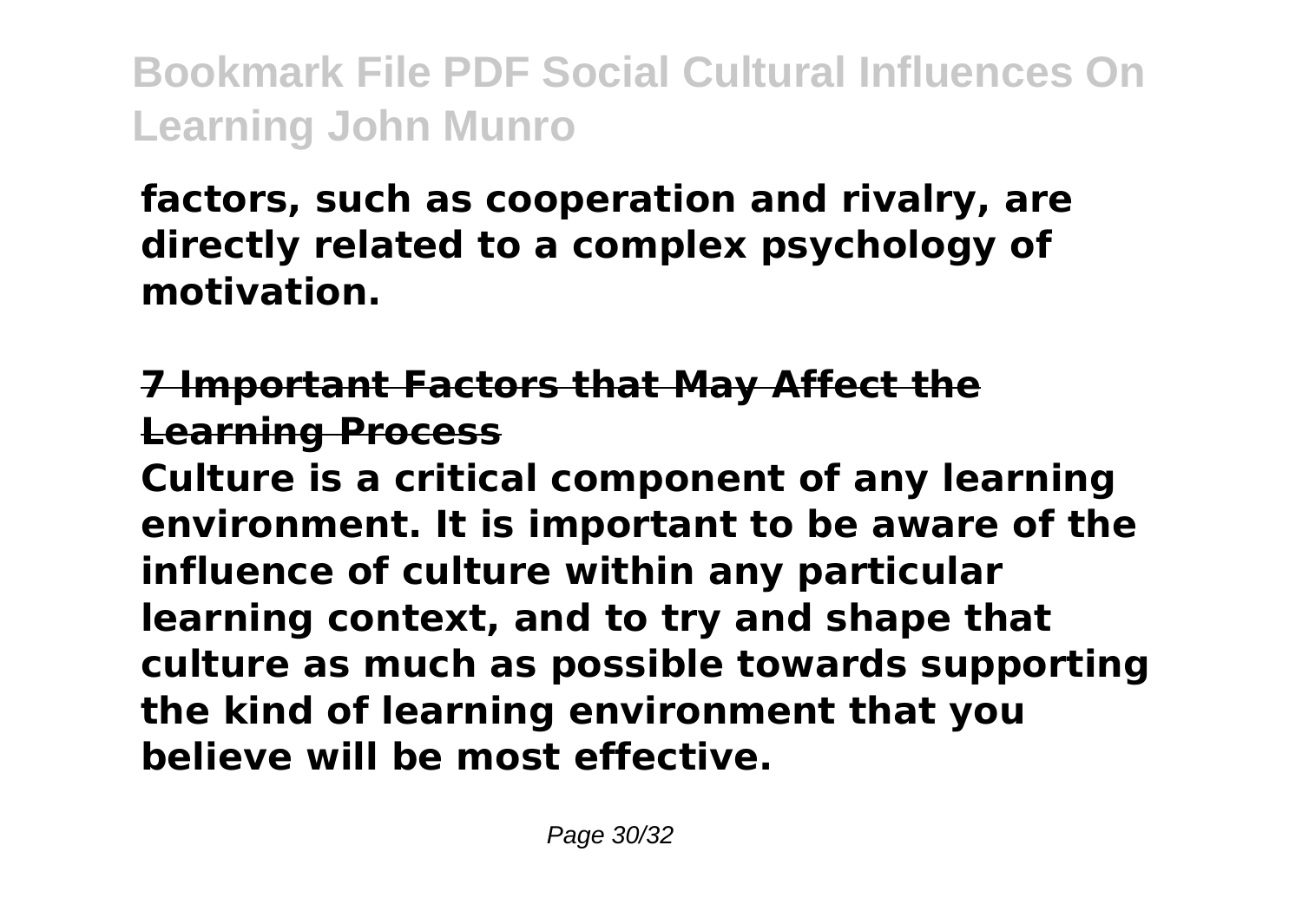**factors, such as cooperation and rivalry, are directly related to a complex psychology of motivation.**

## 7 Important Factors that May Affect the Learning Process

**Culture is a critical component of any learning environment. It is important to be aware of the influence of culture within any particular learning context, and to try and shape that culture as much as possible towards supporting the kind of learning environment that you believe will be most effective.**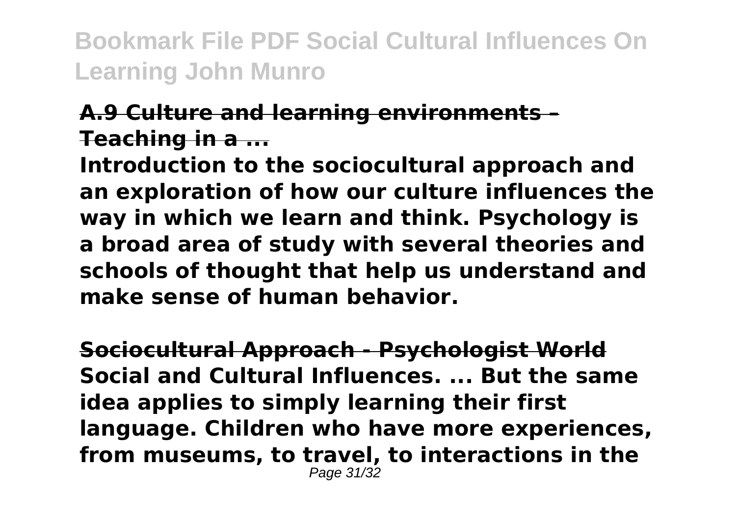**A.9 Culture and learning environments – Teaching in a ...**

**Introduction to the sociocultural approach and an exploration of how our culture influences the way in which we learn and think. Psychology is a broad area of study with several theories and schools of thought that help us understand and make sense of human behavior.**

**Sociocultural Approach - Psychologist World**

**Social and Cultural Influences. ... But the same idea applies to simply learning their first language. Children who have more experiences, from museums, to travel, to interactions in the**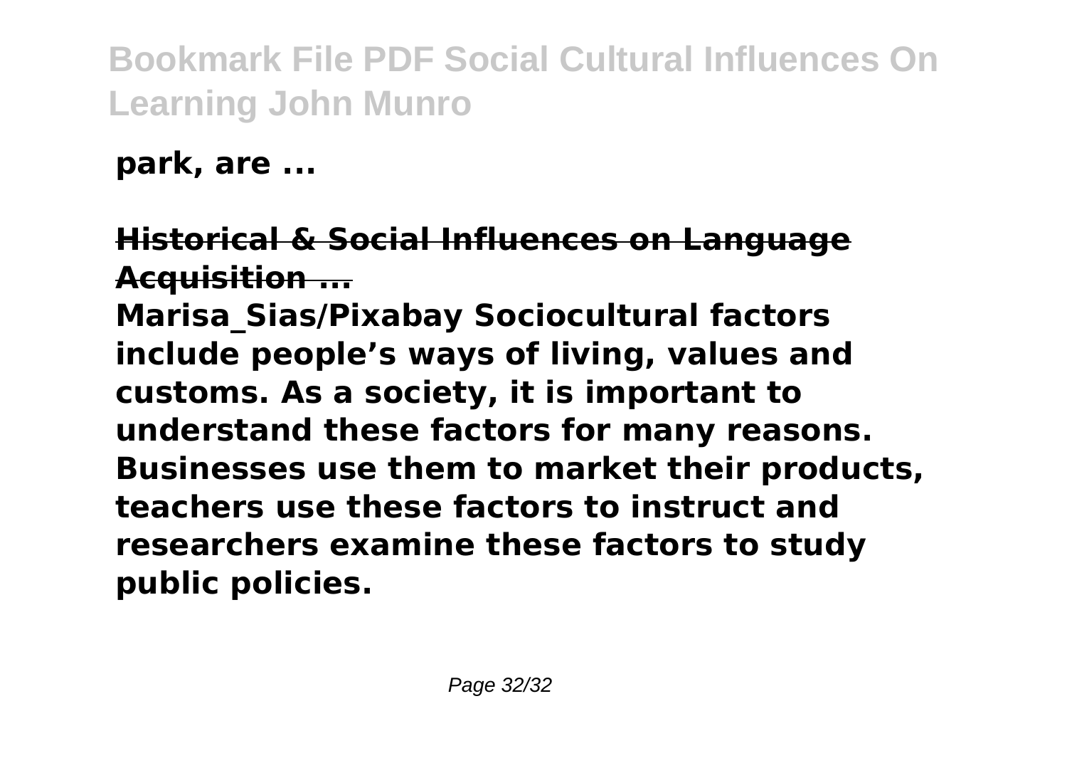**park, are ...**

**Historical & Social Influences on Language Acquisition ...**

**Marisa_Sias/Pixabay Sociocultural factors include people's ways of living, values and customs. As a society, it is important to understand these factors for many reasons. Businesses use them to market their products, teachers use these factors to instruct and researchers examine these factors to study public policies.**